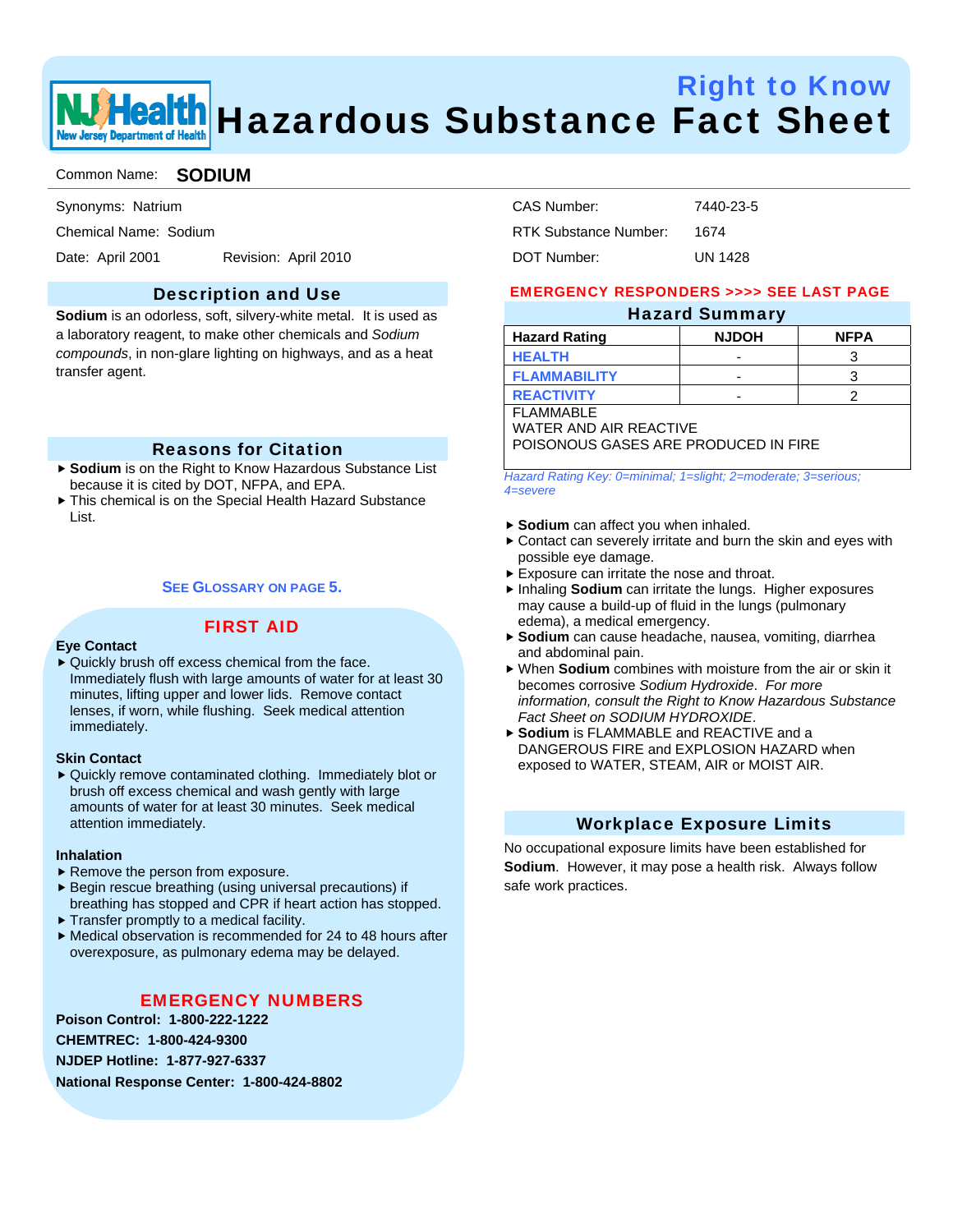# Right to Know
# Hazardous Substance Fact Sheet

Common Name: **SODIUM**

Synonyms: Natrium

Chemical Name: Sodium

Date: April 2001 Revision: April 2010

CAS Number: 7440-23-5

RTK Substance Number: 1674

DOT Number: UN 1428

## Description and Use

**Sodium** is an odorless, soft, silvery-white metal. It is used as a laboratory reagent, to make other chemicals and *Sodium compounds*, in non-glare lighting on highways, and as a heat transfer agent.

## Reasons for Citation

- **Sodium** is on the Right to Know Hazardous Substance List because it is cited by DOT, NFPA, and EPA.
- This chemical is on the Special Health Hazard Substance List.

SEE GLOSSARY ON PAGE 5.

## FIRST AID

**Eye Contact**

- Quickly brush off excess chemical from the face. Immediately flush with large amounts of water for at least 30 minutes, lifting upper and lower lids. Remove contact lenses, if worn, while flushing. Seek medical attention immediately.

**Skin Contact**

- Quickly remove contaminated clothing. Immediately blot or brush off excess chemical and wash gently with large amounts of water for at least 30 minutes. Seek medical attention immediately.

**Inhalation**

- Remove the person from exposure.
- Begin rescue breathing (using universal precautions) if breathing has stopped and CPR if heart action has stopped.
- Transfer promptly to a medical facility.
- Medical observation is recommended for 24 to 48 hours after overexposure, as pulmonary edema may be delayed.

## EMERGENCY NUMBERS

**Poison Control: 1-800-222-1222**

**CHEMTREC: 1-800-424-9300**

**NJDEP Hotline: 1-877-927-6337**

**National Response Center: 1-800-424-8802**

**EMERGENCY RESPONDERS >>>> SEE LAST PAGE**

## Hazard Summary

| Hazard Rating | NJDOH | NFPA |
|---|---|---|
| HEALTH | - | 3 |
| FLAMMABILITY | - | 3 |
| REACTIVITY | - | 2 |

FLAMMABLE
WATER AND AIR REACTIVE
POISONOUS GASES ARE PRODUCED IN FIRE

*Hazard Rating Key: 0=minimal; 1=slight; 2=moderate; 3=serious; 4=severe*

- **Sodium** can affect you when inhaled.
- Contact can severely irritate and burn the skin and eyes with possible eye damage.
- Exposure can irritate the nose and throat.
- Inhaling **Sodium** can irritate the lungs. Higher exposures may cause a build-up of fluid in the lungs (pulmonary edema), a medical emergency.
- **Sodium** can cause headache, nausea, vomiting, diarrhea and abdominal pain.
- When **Sodium** combines with moisture from the air or skin it becomes corrosive *Sodium Hydroxide*. *For more information, consult the Right to Know Hazardous Substance Fact Sheet on SODIUM HYDROXIDE*.
- **Sodium** is FLAMMABLE and REACTIVE and a DANGEROUS FIRE and EXPLOSION HAZARD when exposed to WATER, STEAM, AIR or MOIST AIR.

## Workplace Exposure Limits

No occupational exposure limits have been established for **Sodium**. However, it may pose a health risk. Always follow safe work practices.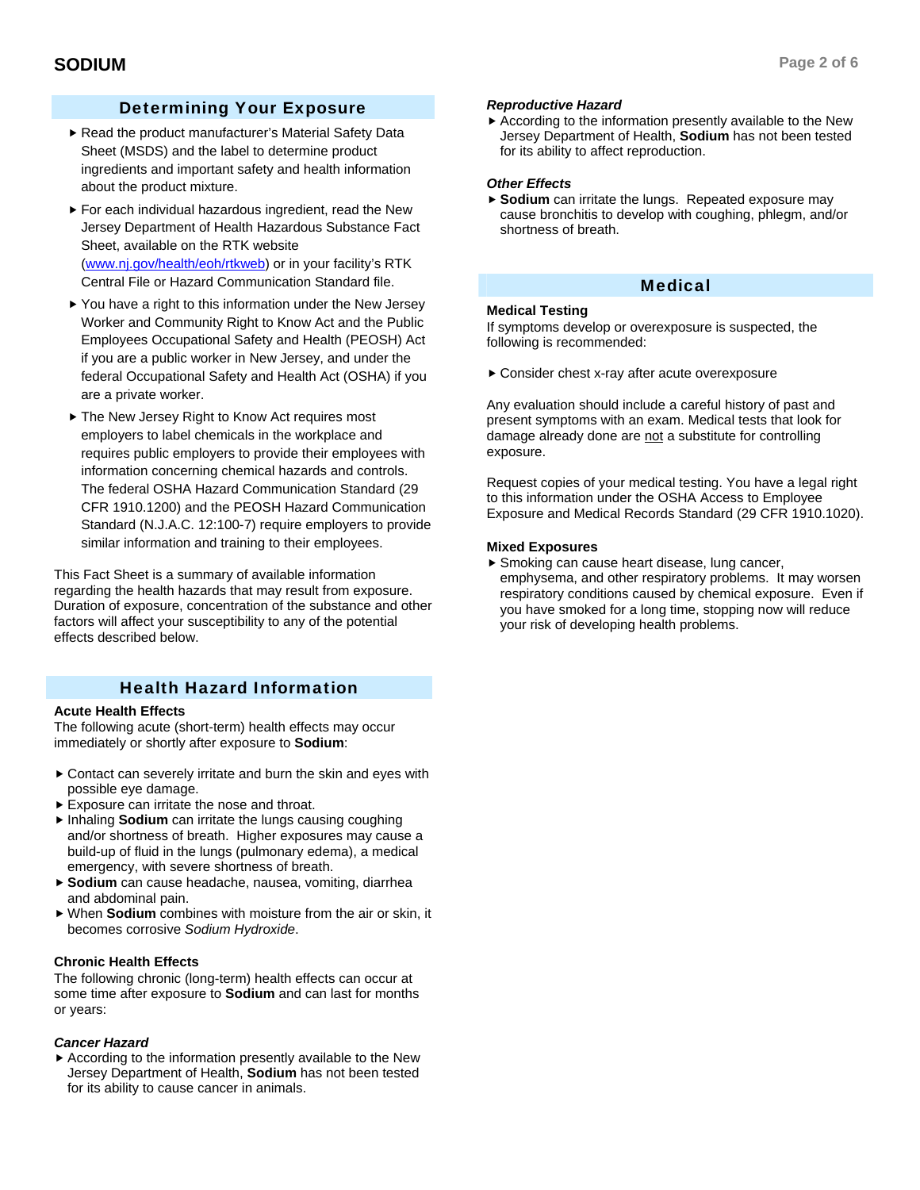## Determining Your Exposure

- Read the product manufacturer's Material Safety Data Sheet (MSDS) and the label to determine product ingredients and important safety and health information about the product mixture.
- For each individual hazardous ingredient, read the New Jersey Department of Health Hazardous Substance Fact Sheet, available on the RTK website (www.nj.gov/health/eoh/rtkweb) or in your facility's RTK Central File or Hazard Communication Standard file.
- You have a right to this information under the New Jersey Worker and Community Right to Know Act and the Public Employees Occupational Safety and Health (PEOSH) Act if you are a public worker in New Jersey, and under the federal Occupational Safety and Health Act (OSHA) if you are a private worker.
- The New Jersey Right to Know Act requires most employers to label chemicals in the workplace and requires public employers to provide their employees with information concerning chemical hazards and controls. The federal OSHA Hazard Communication Standard (29 CFR 1910.1200) and the PEOSH Hazard Communication Standard (N.J.A.C. 12:100-7) require employers to provide similar information and training to their employees.

This Fact Sheet is a summary of available information regarding the health hazards that may result from exposure. Duration of exposure, concentration of the substance and other factors will affect your susceptibility to any of the potential effects described below.

## Health Hazard Information

### Acute Health Effects

The following acute (short-term) health effects may occur immediately or shortly after exposure to **Sodium**:

- Contact can severely irritate and burn the skin and eyes with possible eye damage.
- Exposure can irritate the nose and throat.
- Inhaling **Sodium** can irritate the lungs causing coughing and/or shortness of breath. Higher exposures may cause a build-up of fluid in the lungs (pulmonary edema), a medical emergency, with severe shortness of breath.
- **Sodium** can cause headache, nausea, vomiting, diarrhea and abdominal pain.
- When **Sodium** combines with moisture from the air or skin, it becomes corrosive *Sodium Hydroxide*.

### Chronic Health Effects

The following chronic (long-term) health effects can occur at some time after exposure to **Sodium** and can last for months or years:

***Cancer Hazard***

- According to the information presently available to the New Jersey Department of Health, **Sodium** has not been tested for its ability to cause cancer in animals.

***Reproductive Hazard***

- According to the information presently available to the New Jersey Department of Health, **Sodium** has not been tested for its ability to affect reproduction.

***Other Effects***

- **Sodium** can irritate the lungs. Repeated exposure may cause bronchitis to develop with coughing, phlegm, and/or shortness of breath.

## Medical

### Medical Testing

If symptoms develop or overexposure is suspected, the following is recommended:

- Consider chest x-ray after acute overexposure

Any evaluation should include a careful history of past and present symptoms with an exam. Medical tests that look for damage already done are not a substitute for controlling exposure.

Request copies of your medical testing. You have a legal right to this information under the OSHA Access to Employee Exposure and Medical Records Standard (29 CFR 1910.1020).

### Mixed Exposures

- Smoking can cause heart disease, lung cancer, emphysema, and other respiratory problems. It may worsen respiratory conditions caused by chemical exposure. Even if you have smoked for a long time, stopping now will reduce your risk of developing health problems.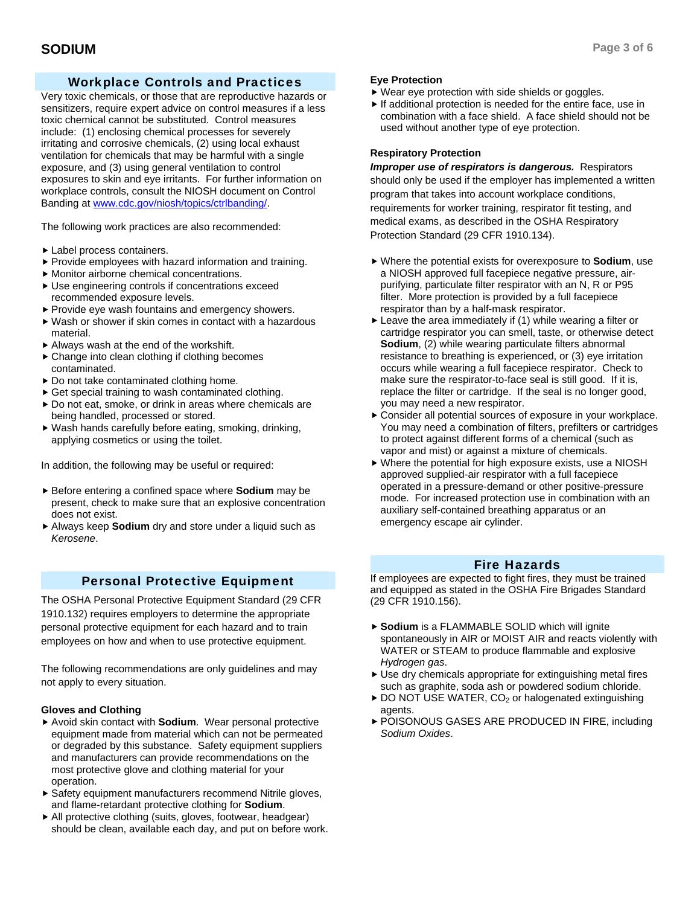## Workplace Controls and Practices

Very toxic chemicals, or those that are reproductive hazards or sensitizers, require expert advice on control measures if a less toxic chemical cannot be substituted. Control measures include: (1) enclosing chemical processes for severely irritating and corrosive chemicals, (2) using local exhaust ventilation for chemicals that may be harmful with a single exposure, and (3) using general ventilation to control exposures to skin and eye irritants. For further information on workplace controls, consult the NIOSH document on Control Banding at www.cdc.gov/niosh/topics/ctrlbanding/.

The following work practices are also recommended:

- Label process containers.
- Provide employees with hazard information and training.
- Monitor airborne chemical concentrations.
- Use engineering controls if concentrations exceed recommended exposure levels.
- Provide eye wash fountains and emergency showers.
- Wash or shower if skin comes in contact with a hazardous material.
- Always wash at the end of the workshift.
- Change into clean clothing if clothing becomes contaminated.
- Do not take contaminated clothing home.
- Get special training to wash contaminated clothing.
- Do not eat, smoke, or drink in areas where chemicals are being handled, processed or stored.
- Wash hands carefully before eating, smoking, drinking, applying cosmetics or using the toilet.

In addition, the following may be useful or required:

- Before entering a confined space where **Sodium** may be present, check to make sure that an explosive concentration does not exist.
- Always keep **Sodium** dry and store under a liquid such as *Kerosene*.

## Personal Protective Equipment

The OSHA Personal Protective Equipment Standard (29 CFR 1910.132) requires employers to determine the appropriate personal protective equipment for each hazard and to train employees on how and when to use protective equipment.

The following recommendations are only guidelines and may not apply to every situation.

### Gloves and Clothing

- Avoid skin contact with **Sodium**. Wear personal protective equipment made from material which can not be permeated or degraded by this substance. Safety equipment suppliers and manufacturers can provide recommendations on the most protective glove and clothing material for your operation.
- Safety equipment manufacturers recommend Nitrile gloves, and flame-retardant protective clothing for **Sodium**.
- All protective clothing (suits, gloves, footwear, headgear) should be clean, available each day, and put on before work.

### Eye Protection

- Wear eye protection with side shields or goggles.
- If additional protection is needed for the entire face, use in combination with a face shield. A face shield should not be used without another type of eye protection.

### Respiratory Protection

***Improper use of respirators is dangerous.*** Respirators should only be used if the employer has implemented a written program that takes into account workplace conditions, requirements for worker training, respirator fit testing, and medical exams, as described in the OSHA Respiratory Protection Standard (29 CFR 1910.134).

- Where the potential exists for overexposure to **Sodium**, use a NIOSH approved full facepiece negative pressure, air-purifying, particulate filter respirator with an N, R or P95 filter. More protection is provided by a full facepiece respirator than by a half-mask respirator.
- Leave the area immediately if (1) while wearing a filter or cartridge respirator you can smell, taste, or otherwise detect **Sodium**, (2) while wearing particulate filters abnormal resistance to breathing is experienced, or (3) eye irritation occurs while wearing a full facepiece respirator. Check to make sure the respirator-to-face seal is still good. If it is, replace the filter or cartridge. If the seal is no longer good, you may need a new respirator.
- Consider all potential sources of exposure in your workplace. You may need a combination of filters, prefilters or cartridges to protect against different forms of a chemical (such as vapor and mist) or against a mixture of chemicals.
- Where the potential for high exposure exists, use a NIOSH approved supplied-air respirator with a full facepiece operated in a pressure-demand or other positive-pressure mode. For increased protection use in combination with an auxiliary self-contained breathing apparatus or an emergency escape air cylinder.

## Fire Hazards

If employees are expected to fight fires, they must be trained and equipped as stated in the OSHA Fire Brigades Standard (29 CFR 1910.156).

- **Sodium** is a FLAMMABLE SOLID which will ignite spontaneously in AIR or MOIST AIR and reacts violently with WATER or STEAM to produce flammable and explosive *Hydrogen gas*.
- Use dry chemicals appropriate for extinguishing metal fires such as graphite, soda ash or powdered sodium chloride.
- DO NOT USE WATER, $CO_2$ or halogenated extinguishing agents.
- POISONOUS GASES ARE PRODUCED IN FIRE, including *Sodium Oxides*.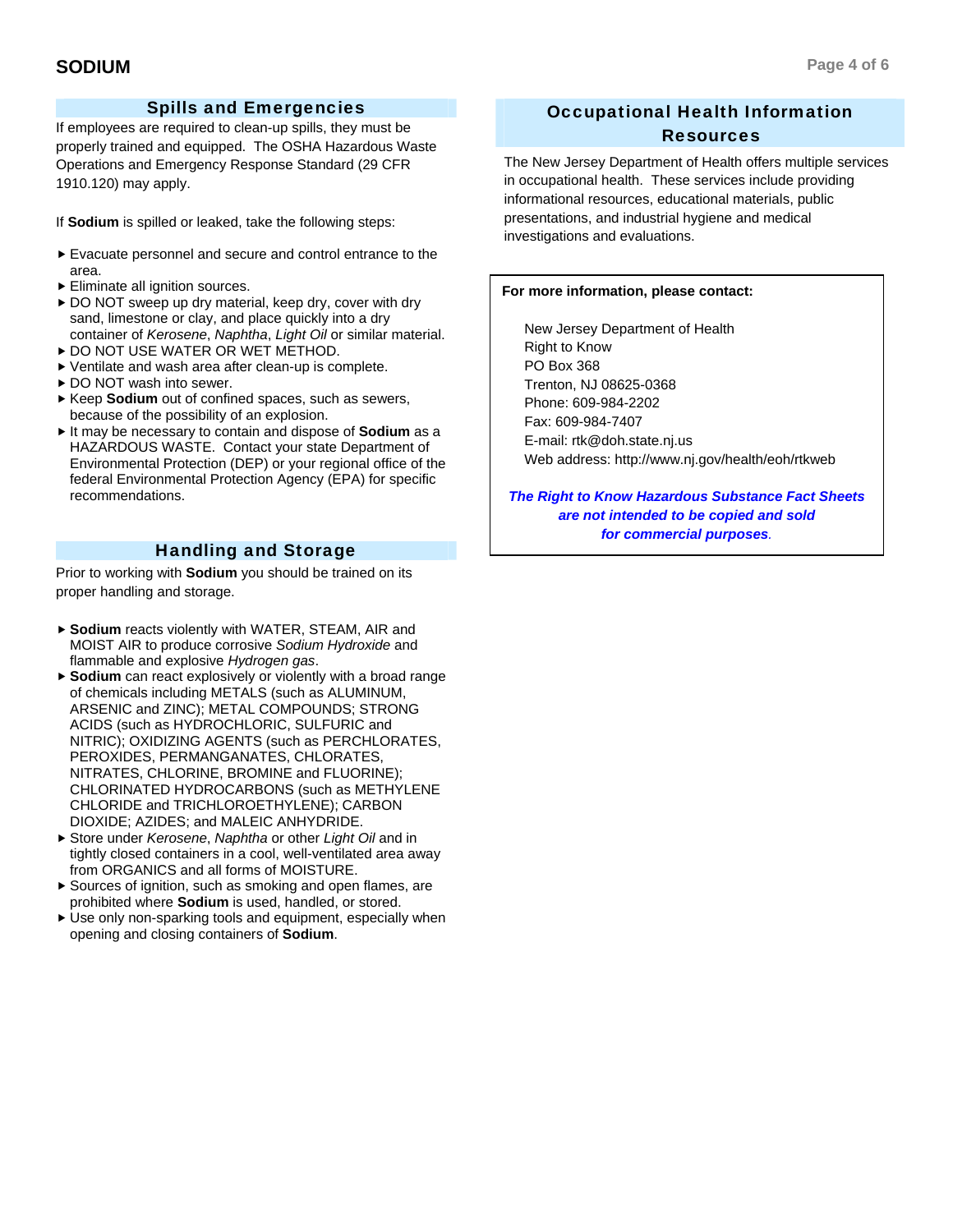## Spills and Emergencies

If employees are required to clean-up spills, they must be properly trained and equipped. The OSHA Hazardous Waste Operations and Emergency Response Standard (29 CFR 1910.120) may apply.

If **Sodium** is spilled or leaked, take the following steps:

- Evacuate personnel and secure and control entrance to the area.
- Eliminate all ignition sources.
- DO NOT sweep up dry material, keep dry, cover with dry sand, limestone or clay, and place quickly into a dry container of *Kerosene*, *Naphtha*, *Light Oil* or similar material.
- DO NOT USE WATER OR WET METHOD.
- Ventilate and wash area after clean-up is complete.
- DO NOT wash into sewer.
- Keep **Sodium** out of confined spaces, such as sewers, because of the possibility of an explosion.
- It may be necessary to contain and dispose of **Sodium** as a HAZARDOUS WASTE. Contact your state Department of Environmental Protection (DEP) or your regional office of the federal Environmental Protection Agency (EPA) for specific recommendations.

## Handling and Storage

Prior to working with **Sodium** you should be trained on its proper handling and storage.

- **Sodium** reacts violently with WATER, STEAM, AIR and MOIST AIR to produce corrosive *Sodium Hydroxide* and flammable and explosive *Hydrogen gas*.
- **Sodium** can react explosively or violently with a broad range of chemicals including METALS (such as ALUMINUM, ARSENIC and ZINC); METAL COMPOUNDS; STRONG ACIDS (such as HYDROCHLORIC, SULFURIC and NITRIC); OXIDIZING AGENTS (such as PERCHLORATES, PEROXIDES, PERMANGANATES, CHLORATES, NITRATES, CHLORINE, BROMINE and FLUORINE); CHLORINATED HYDROCARBONS (such as METHYLENE CHLORIDE and TRICHLOROETHYLENE); CARBON DIOXIDE; AZIDES; and MALEIC ANHYDRIDE.
- Store under *Kerosene*, *Naphtha* or other *Light Oil* and in tightly closed containers in a cool, well-ventilated area away from ORGANICS and all forms of MOISTURE.
- Sources of ignition, such as smoking and open flames, are prohibited where **Sodium** is used, handled, or stored.
- Use only non-sparking tools and equipment, especially when opening and closing containers of **Sodium**.

## Occupational Health Information Resources

The New Jersey Department of Health offers multiple services in occupational health. These services include providing informational resources, educational materials, public presentations, and industrial hygiene and medical investigations and evaluations.

**For more information, please contact:**

New Jersey Department of Health
Right to Know
PO Box 368
Trenton, NJ 08625-0368
Phone: 609-984-2202
Fax: 609-984-7407
E-mail: rtk@doh.state.nj.us
Web address: http://www.nj.gov/health/eoh/rtkweb

***The Right to Know Hazardous Substance Fact Sheets are not intended to be copied and sold for commercial purposes.***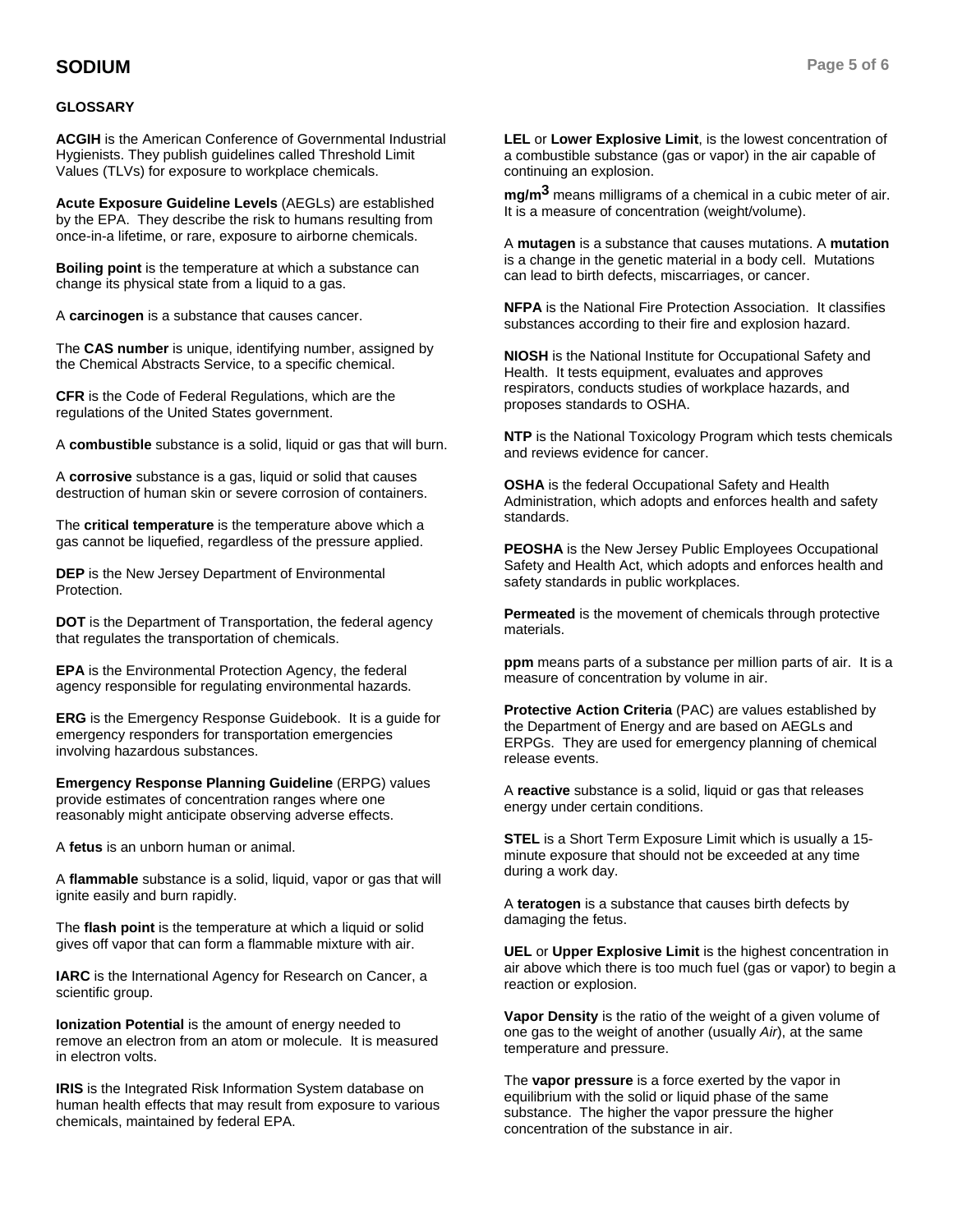**GLOSSARY**

**ACGIH** is the American Conference of Governmental Industrial Hygienists. They publish guidelines called Threshold Limit Values (TLVs) for exposure to workplace chemicals.

**Acute Exposure Guideline Levels** (AEGLs) are established by the EPA. They describe the risk to humans resulting from once-in-a lifetime, or rare, exposure to airborne chemicals.

**Boiling point** is the temperature at which a substance can change its physical state from a liquid to a gas.

A **carcinogen** is a substance that causes cancer.

The **CAS number** is unique, identifying number, assigned by the Chemical Abstracts Service, to a specific chemical.

**CFR** is the Code of Federal Regulations, which are the regulations of the United States government.

A **combustible** substance is a solid, liquid or gas that will burn.

A **corrosive** substance is a gas, liquid or solid that causes destruction of human skin or severe corrosion of containers.

The **critical temperature** is the temperature above which a gas cannot be liquefied, regardless of the pressure applied.

**DEP** is the New Jersey Department of Environmental Protection.

**DOT** is the Department of Transportation, the federal agency that regulates the transportation of chemicals.

**EPA** is the Environmental Protection Agency, the federal agency responsible for regulating environmental hazards.

**ERG** is the Emergency Response Guidebook. It is a guide for emergency responders for transportation emergencies involving hazardous substances.

**Emergency Response Planning Guideline** (ERPG) values provide estimates of concentration ranges where one reasonably might anticipate observing adverse effects.

A **fetus** is an unborn human or animal.

A **flammable** substance is a solid, liquid, vapor or gas that will ignite easily and burn rapidly.

The **flash point** is the temperature at which a liquid or solid gives off vapor that can form a flammable mixture with air.

**IARC** is the International Agency for Research on Cancer, a scientific group.

**Ionization Potential** is the amount of energy needed to remove an electron from an atom or molecule. It is measured in electron volts.

**IRIS** is the Integrated Risk Information System database on human health effects that may result from exposure to various chemicals, maintained by federal EPA.

**LEL** or **Lower Explosive Limit**, is the lowest concentration of a combustible substance (gas or vapor) in the air capable of continuing an explosion.

**mg/m$^3$** means milligrams of a chemical in a cubic meter of air. It is a measure of concentration (weight/volume).

A **mutagen** is a substance that causes mutations. A **mutation** is a change in the genetic material in a body cell. Mutations can lead to birth defects, miscarriages, or cancer.

**NFPA** is the National Fire Protection Association. It classifies substances according to their fire and explosion hazard.

**NIOSH** is the National Institute for Occupational Safety and Health. It tests equipment, evaluates and approves respirators, conducts studies of workplace hazards, and proposes standards to OSHA.

**NTP** is the National Toxicology Program which tests chemicals and reviews evidence for cancer.

**OSHA** is the federal Occupational Safety and Health Administration, which adopts and enforces health and safety standards.

**PEOSHA** is the New Jersey Public Employees Occupational Safety and Health Act, which adopts and enforces health and safety standards in public workplaces.

**Permeated** is the movement of chemicals through protective materials.

**ppm** means parts of a substance per million parts of air. It is a measure of concentration by volume in air.

**Protective Action Criteria** (PAC) are values established by the Department of Energy and are based on AEGLs and ERPGs. They are used for emergency planning of chemical release events.

A **reactive** substance is a solid, liquid or gas that releases energy under certain conditions.

**STEL** is a Short Term Exposure Limit which is usually a 15-minute exposure that should not be exceeded at any time during a work day.

A **teratogen** is a substance that causes birth defects by damaging the fetus.

**UEL** or **Upper Explosive Limit** is the highest concentration in air above which there is too much fuel (gas or vapor) to begin a reaction or explosion.

**Vapor Density** is the ratio of the weight of a given volume of one gas to the weight of another (usually *Air*), at the same temperature and pressure.

The **vapor pressure** is a force exerted by the vapor in equilibrium with the solid or liquid phase of the same substance. The higher the vapor pressure the higher concentration of the substance in air.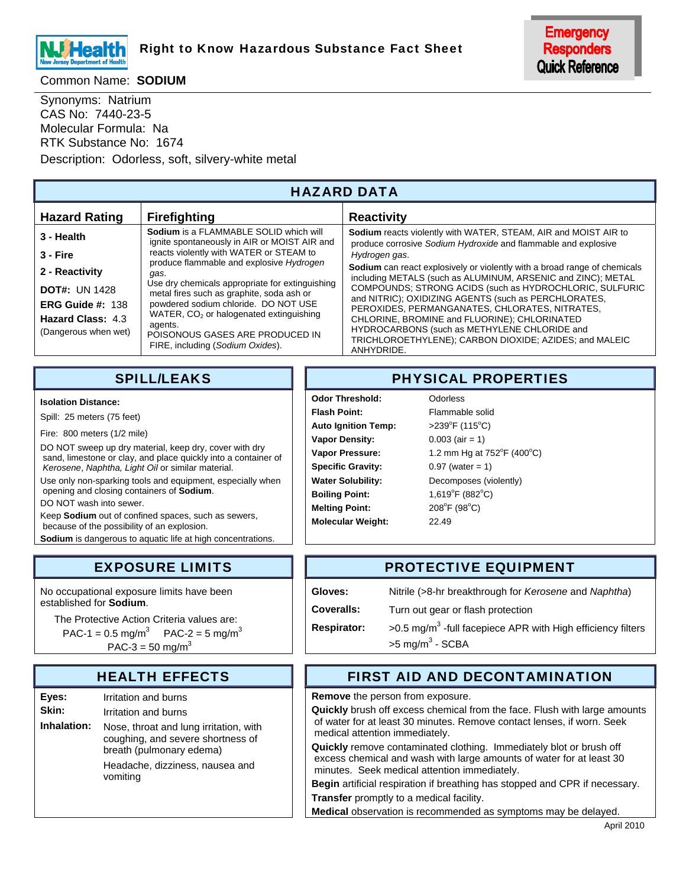Right to Know Hazardous Substance Fact Sheet

**Emergency Responders Quick Reference**

Common Name: **SODIUM**

Synonyms: Natrium
CAS No: 7440-23-5
Molecular Formula: Na
RTK Substance No: 1674
Description: Odorless, soft, silvery-white metal

## HAZARD DATA

| Hazard Rating | Firefighting | Reactivity |
|---|---|---|
| **3 - Health**<br>**3 - Fire**<br>**2 - Reactivity**<br>**DOT#:** UN 1428<br>**ERG Guide #:** 138<br>**Hazard Class:** 4.3<br>(Dangerous when wet) | **Sodium** is a FLAMMABLE SOLID which will ignite spontaneously in AIR or MOIST AIR and reacts violently with WATER or STEAM to produce flammable and explosive *Hydrogen gas*.<br>Use dry chemicals appropriate for extinguishing metal fires such as graphite, soda ash or powdered sodium chloride. DO NOT USE WATER, $CO_2$ or halogenated extinguishing agents.<br>POISONOUS GASES ARE PRODUCED IN FIRE, including (*Sodium Oxides*). | **Sodium** reacts violently with WATER, STEAM, AIR and MOIST AIR to produce corrosive *Sodium Hydroxide* and flammable and explosive *Hydrogen gas*.<br>**Sodium** can react explosively or violently with a broad range of chemicals including METALS (such as ALUMINUM, ARSENIC and ZINC); METAL COMPOUNDS; STRONG ACIDS (such as HYDROCHLORIC, SULFURIC and NITRIC); OXIDIZING AGENTS (such as PERCHLORATES, PEROXIDES, PERMANGANATES, CHLORATES, NITRATES, CHLORINE, BROMINE and FLUORINE); CHLORINATED HYDROCARBONS (such as METHYLENE CHLORIDE and TRICHLOROETHYLENE); CARBON DIOXIDE; AZIDES; and MALEIC ANHYDRIDE. |

## SPILL/LEAKS

**Isolation Distance:**

Spill: 25 meters (75 feet)

Fire: 800 meters (1/2 mile)

DO NOT sweep up dry material, keep dry, cover with dry sand, limestone or clay, and place quickly into a container of *Kerosene*, *Naphtha*, *Light Oil* or similar material.

Use only non-sparking tools and equipment, especially when opening and closing containers of **Sodium**.

DO NOT wash into sewer.

Keep **Sodium** out of confined spaces, such as sewers, because of the possibility of an explosion.

**Sodium** is dangerous to aquatic life at high concentrations.

## PHYSICAL PROPERTIES

| | |
|---|---|
| **Odor Threshold:** | Odorless |
| **Flash Point:** | Flammable solid |
| **Auto Ignition Temp:** | >239°F (115°C) |
| **Vapor Density:** | 0.003 (air = 1) |
| **Vapor Pressure:** | 1.2 mm Hg at 752°F (400°C) |
| **Specific Gravity:** | 0.97 (water = 1) |
| **Water Solubility:** | Decomposes (violently) |
| **Boiling Point:** | 1,619°F (882°C) |
| **Melting Point:** | 208°F (98°C) |
| **Molecular Weight:** | 22.49 |

## EXPOSURE LIMITS

No occupational exposure limits have been established for **Sodium**.

The Protective Action Criteria values are:

PAC-1 = 0.5 mg/m$^3$ PAC-2 = 5 mg/m$^3$

PAC-3 = 50 mg/m$^3$

## PROTECTIVE EQUIPMENT

| | |
|---|---|
| **Gloves:** | Nitrile (>8-hr breakthrough for *Kerosene* and *Naphtha*) |
| **Coveralls:** | Turn out gear or flash protection |
| **Respirator:** | >0.5 mg/m$^3$ -full facepiece APR with High efficiency filters<br>>5 mg/m$^3$ - SCBA |

## HEALTH EFFECTS

| | |
|---|---|
| **Eyes:** | Irritation and burns |
| **Skin:** | Irritation and burns |
| **Inhalation:** | Nose, throat and lung irritation, with coughing, and severe shortness of breath (pulmonary edema)<br>Headache, dizziness, nausea and vomiting |

## FIRST AID AND DECONTAMINATION

**Remove** the person from exposure.

**Quickly** brush off excess chemical from the face. Flush with large amounts of water for at least 30 minutes. Remove contact lenses, if worn. Seek medical attention immediately.

**Quickly** remove contaminated clothing. Immediately blot or brush off excess chemical and wash with large amounts of water for at least 30 minutes. Seek medical attention immediately.

**Begin** artificial respiration if breathing has stopped and CPR if necessary.

**Transfer** promptly to a medical facility.

**Medical** observation is recommended as symptoms may be delayed.

April 2010